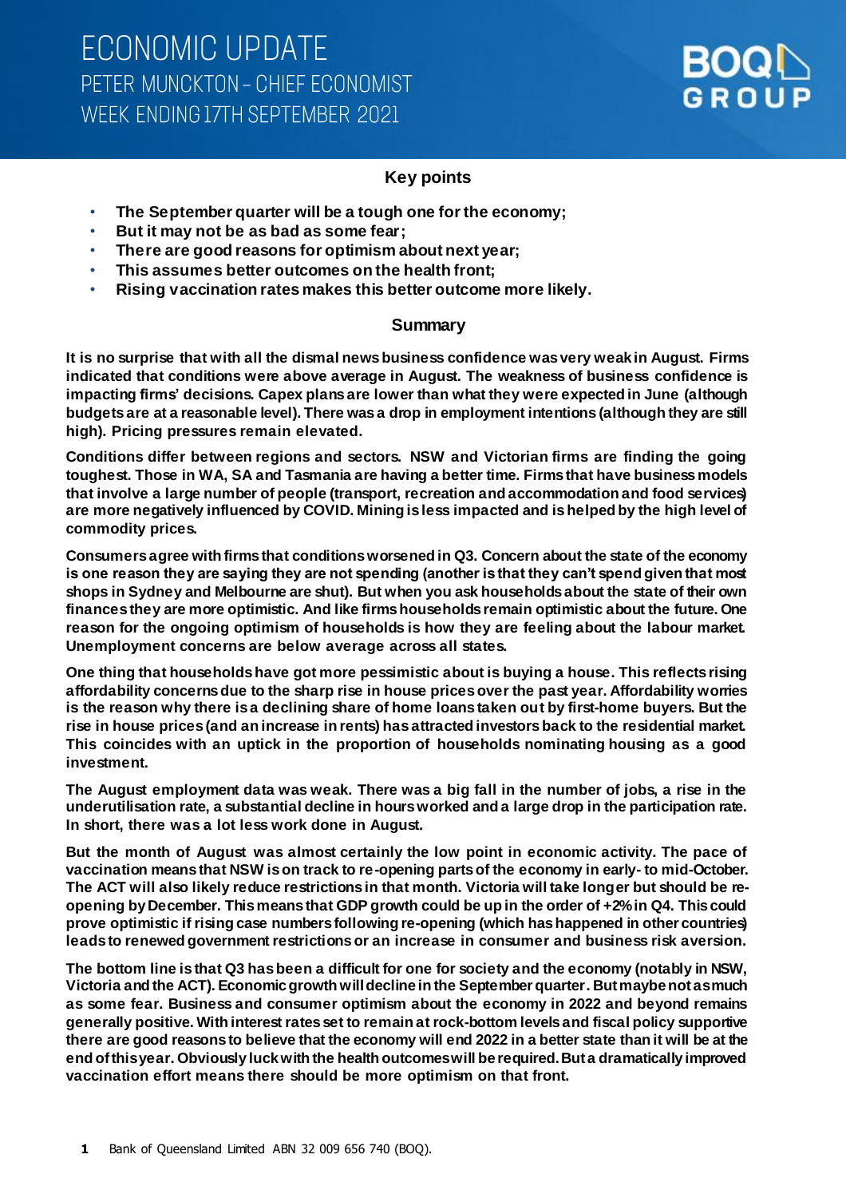# ECONOMIC UPDATE

## PETER MUNCKTON – CHIEF ECONOMIST

## WEEK ENDING 17TH SEPTEMBER 2021

BOQ GROUP

### Key points

- **The September quarter will be a tough one for the economy;**
- **But it may not be as bad as some fear;**
- **There are good reasons for optimism about next year;**
- **This assumes better outcomes on the health front;**
- **Rising vaccination rates makes this better outcome more likely.**

### Summary

**It is no surprise that with all the dismal news business confidence was very weak in August. Firms indicated that conditions were above average in August. The weakness of business confidence is impacting firms' decisions. Capex plans are lower than what they were expected in June (although budgets are at a reasonable level). There was a drop in employment intentions (although they are still high). Pricing pressures remain elevated.**

**Conditions differ between regions and sectors. NSW and Victorian firms are finding the going toughest. Those in WA, SA and Tasmania are having a better time. Firms that have business models that involve a large number of people (transport, recreation and accommodation and food services) are more negatively influenced by COVID. Mining is less impacted and is helped by the high level of commodity prices.**

**Consumers agree with firms that conditions worsened in Q3. Concern about the state of the economy is one reason they are saying they are not spending (another is that they can't spend given that most shops in Sydney and Melbourne are shut). But when you ask households about the state of their own finances they are more optimistic. And like firms households remain optimistic about the future. One reason for the ongoing optimism of households is how they are feeling about the labour market. Unemployment concerns are below average across all states.**

**One thing that households have got more pessimistic about is buying a house. This reflects rising affordability concerns due to the sharp rise in house prices over the past year. Affordability worries is the reason why there is a declining share of home loans taken out by first-home buyers. But the rise in house prices (and an increase in rents) has attracted investors back to the residential market. This coincides with an uptick in the proportion of households nominating housing as a good investment.**

**The August employment data was weak. There was a big fall in the number of jobs, a rise in the underutilisation rate, a substantial decline in hours worked and a large drop in the participation rate. In short, there was a lot less work done in August.**

**But the month of August was almost certainly the low point in economic activity. The pace of vaccination means that NSW is on track to re-opening parts of the economy in early- to mid-October. The ACT will also likely reduce restrictions in that month. Victoria will take longer but should be re-opening by December. This means that GDP growth could be up in the order of +2% in Q4. This could prove optimistic if rising case numbers following re-opening (which has happened in other countries) leads to renewed government restrictions or an increase in consumer and business risk aversion.**

**The bottom line is that Q3 has been a difficult for one for society and the economy (notably in NSW, Victoria and the ACT). Economic growth will decline in the September quarter. But maybe not as much as some fear. Business and consumer optimism about the economy in 2022 and beyond remains generally positive. With interest rates set to remain at rock-bottom levels and fiscal policy supportive there are good reasons to believe that the economy will end 2022 in a better state than it will be at the end of this year. Obviously luck with the health outcomes will be required. But a dramatically improved vaccination effort means there should be more optimism on that front.**

Bank of Queensland Limited ABN 32 009 656 740 (BOQ).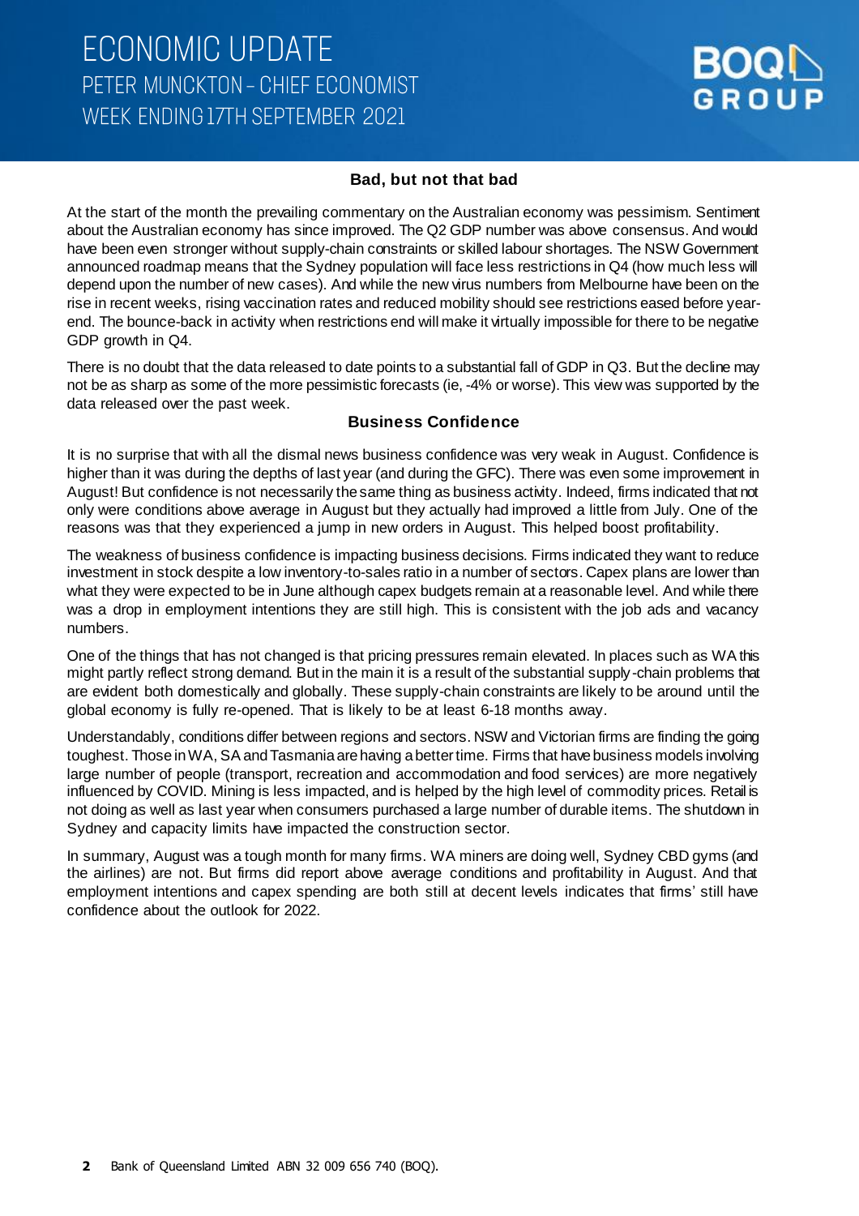# ECONOMIC UPDATE
## PETER MUNCKTON – CHIEF ECONOMIST
## WEEK ENDING 17TH SEPTEMBER 2021

### Bad, but not that bad

At the start of the month the prevailing commentary on the Australian economy was pessimism. Sentiment about the Australian economy has since improved. The Q2 GDP number was above consensus. And would have been even stronger without supply-chain constraints or skilled labour shortages. The NSW Government announced roadmap means that the Sydney population will face less restrictions in Q4 (how much less will depend upon the number of new cases). And while the new virus numbers from Melbourne have been on the rise in recent weeks, rising vaccination rates and reduced mobility should see restrictions eased before year-end. The bounce-back in activity when restrictions end will make it virtually impossible for there to be negative GDP growth in Q4.

There is no doubt that the data released to date points to a substantial fall of GDP in Q3. But the decline may not be as sharp as some of the more pessimistic forecasts (ie, -4% or worse). This view was supported by the data released over the past week.

### Business Confidence

It is no surprise that with all the dismal news business confidence was very weak in August. Confidence is higher than it was during the depths of last year (and during the GFC). There was even some improvement in August! But confidence is not necessarily the same thing as business activity. Indeed, firms indicated that not only were conditions above average in August but they actually had improved a little from July. One of the reasons was that they experienced a jump in new orders in August. This helped boost profitability.

The weakness of business confidence is impacting business decisions. Firms indicated they want to reduce investment in stock despite a low inventory-to-sales ratio in a number of sectors. Capex plans are lower than what they were expected to be in June although capex budgets remain at a reasonable level. And while there was a drop in employment intentions they are still high. This is consistent with the job ads and vacancy numbers.

One of the things that has not changed is that pricing pressures remain elevated. In places such as WA this might partly reflect strong demand. But in the main it is a result of the substantial supply-chain problems that are evident both domestically and globally. These supply-chain constraints are likely to be around until the global economy is fully re-opened. That is likely to be at least 6-18 months away.

Understandably, conditions differ between regions and sectors. NSW and Victorian firms are finding the going toughest. Those in WA, SA and Tasmania are having a better time. Firms that have business models involving large number of people (transport, recreation and accommodation and food services) are more negatively influenced by COVID. Mining is less impacted, and is helped by the high level of commodity prices. Retail is not doing as well as last year when consumers purchased a large number of durable items. The shutdown in Sydney and capacity limits have impacted the construction sector.

In summary, August was a tough month for many firms. WA miners are doing well, Sydney CBD gyms (and the airlines) are not. But firms did report above average conditions and profitability in August. And that employment intentions and capex spending are both still at decent levels indicates that firms' still have confidence about the outlook for 2022.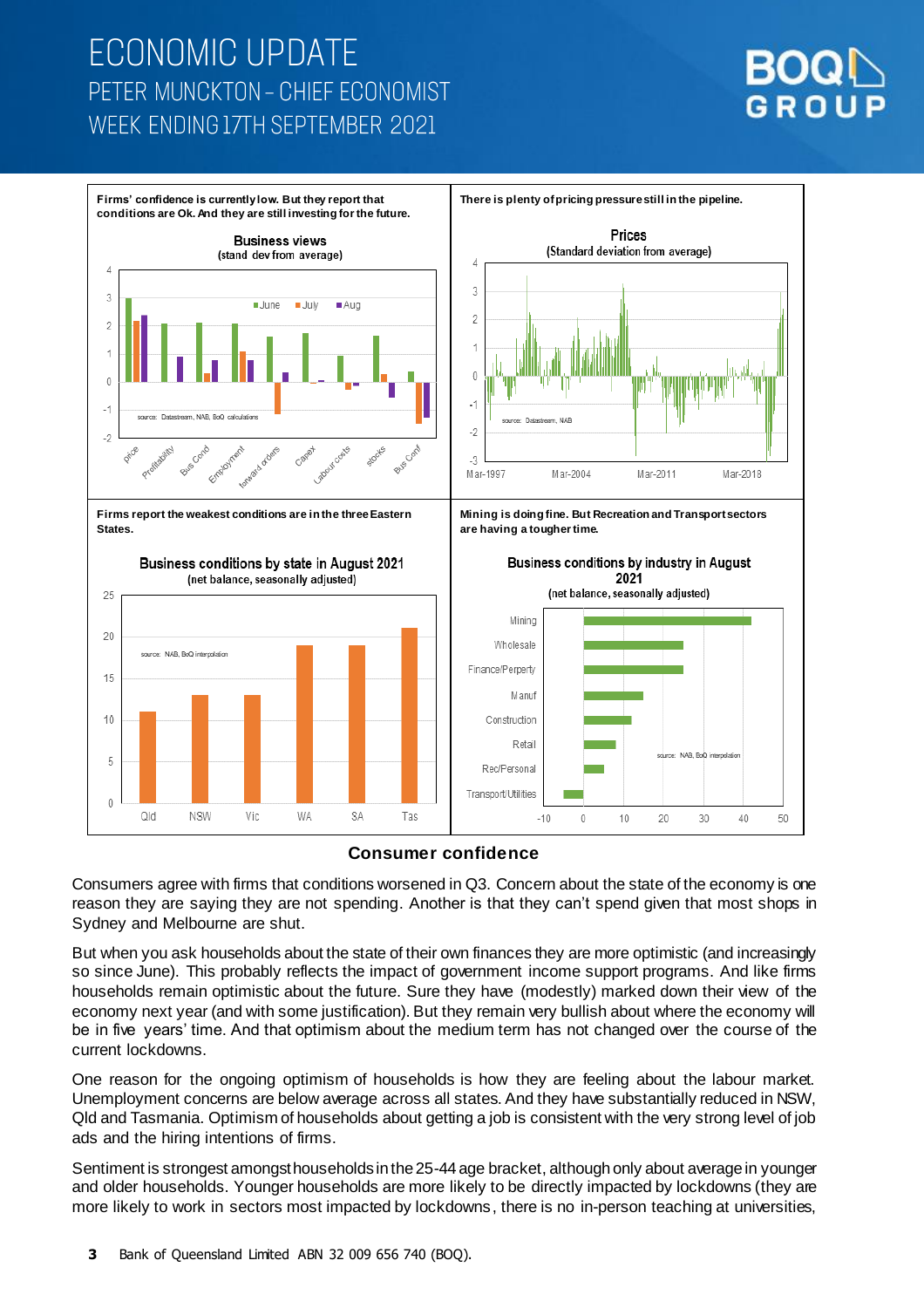Firms' confidence is currently low. But they report that conditions are Ok. And they are still investing for the future.

There is plenty of pricing pressure still in the pipeline.

Firms report the weakest conditions are in the three Eastern States.

Mining is doing fine. But Recreation and Transport sectors are having a tougher time.

## Consumer confidence

Consumers agree with firms that conditions worsened in Q3. Concern about the state of the economy is one reason they are saying they are not spending. Another is that they can't spend given that most shops in Sydney and Melbourne are shut.

But when you ask households about the state of their own finances they are more optimistic (and increasingly so since June). This probably reflects the impact of government income support programs. And like firms households remain optimistic about the future. Sure they have (modestly) marked down their view of the economy next year (and with some justification). But they remain very bullish about where the economy will be in five years' time. And that optimism about the medium term has not changed over the course of the current lockdowns.

One reason for the ongoing optimism of households is how they are feeling about the labour market. Unemployment concerns are below average across all states. And they have substantially reduced in NSW, Qld and Tasmania. Optimism of households about getting a job is consistent with the very strong level of job ads and the hiring intentions of firms.

Sentiment is strongest amongst households in the 25-44 age bracket, although only about average in younger and older households. Younger households are more likely to be directly impacted by lockdowns (they are more likely to work in sectors most impacted by lockdowns, there is no in-person teaching at universities,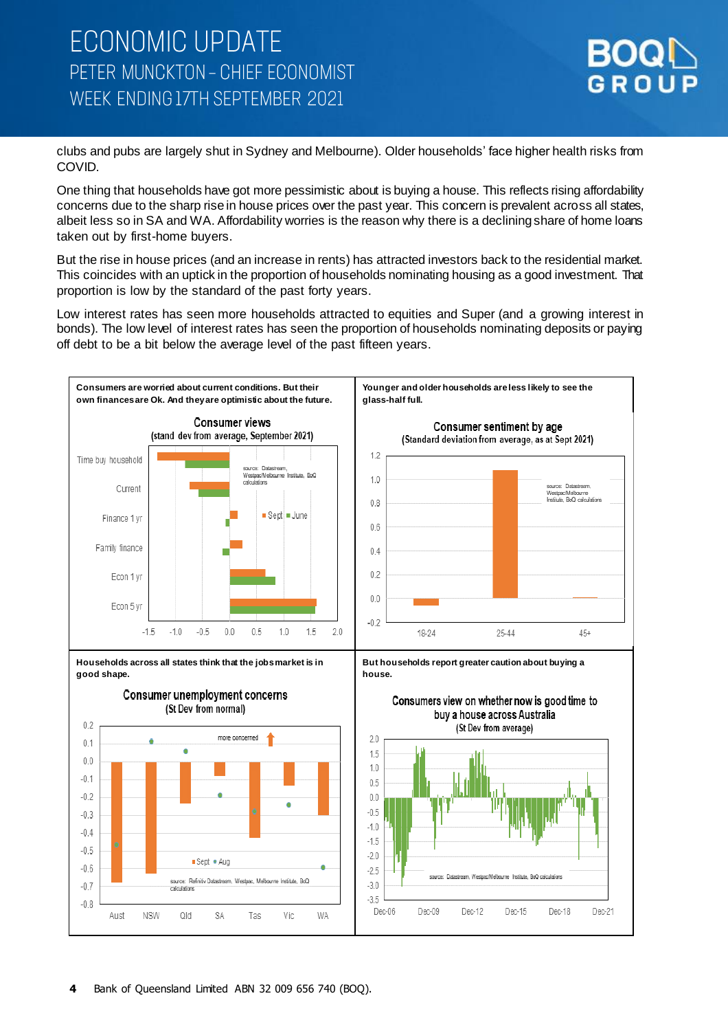clubs and pubs are largely shut in Sydney and Melbourne). Older households' face higher health risks from COVID.

One thing that households have got more pessimistic about is buying a house. This reflects rising affordability concerns due to the sharp rise in house prices over the past year. This concern is prevalent across all states, albeit less so in SA and WA. Affordability worries is the reason why there is a declining share of home loans taken out by first-home buyers.

But the rise in house prices (and an increase in rents) has attracted investors back to the residential market. This coincides with an uptick in the proportion of households nominating housing as a good investment. That proportion is low by the standard of the past forty years.

Low interest rates has seen more households attracted to equities and Super (and a growing interest in bonds). The low level of interest rates has seen the proportion of households nominating deposits or paying off debt to be a bit below the average level of the past fifteen years.

**Consumers are worried about current conditions. But their own finances are Ok. And they are optimistic about the future.**

Consumer views
(stand dev from average, September 2021)

source: Datastream, Westpac/Melbourne Institute, BoQ calculations

**Younger and older households are less likely to see the glass-half full.**

Consumer sentiment by age
(Standard deviation from average, as at Sept 2021)

source: Datastream, Westpac/Melbourne Institute, BoQ calculations

**Households across all states think that the jobs market is in good shape.**

Consumer unemployment concerns
(St Dev from normal)

source: Refinitiv Datastream, Westpac, Melbourne Institute, BoQ calculations

**But households report greater caution about buying a house.**

Consumers view on whether now is good time to buy a house across Australia
(St Dev from average)

source: Datastream, Westpac/Melbourne Institute, BoQ calculations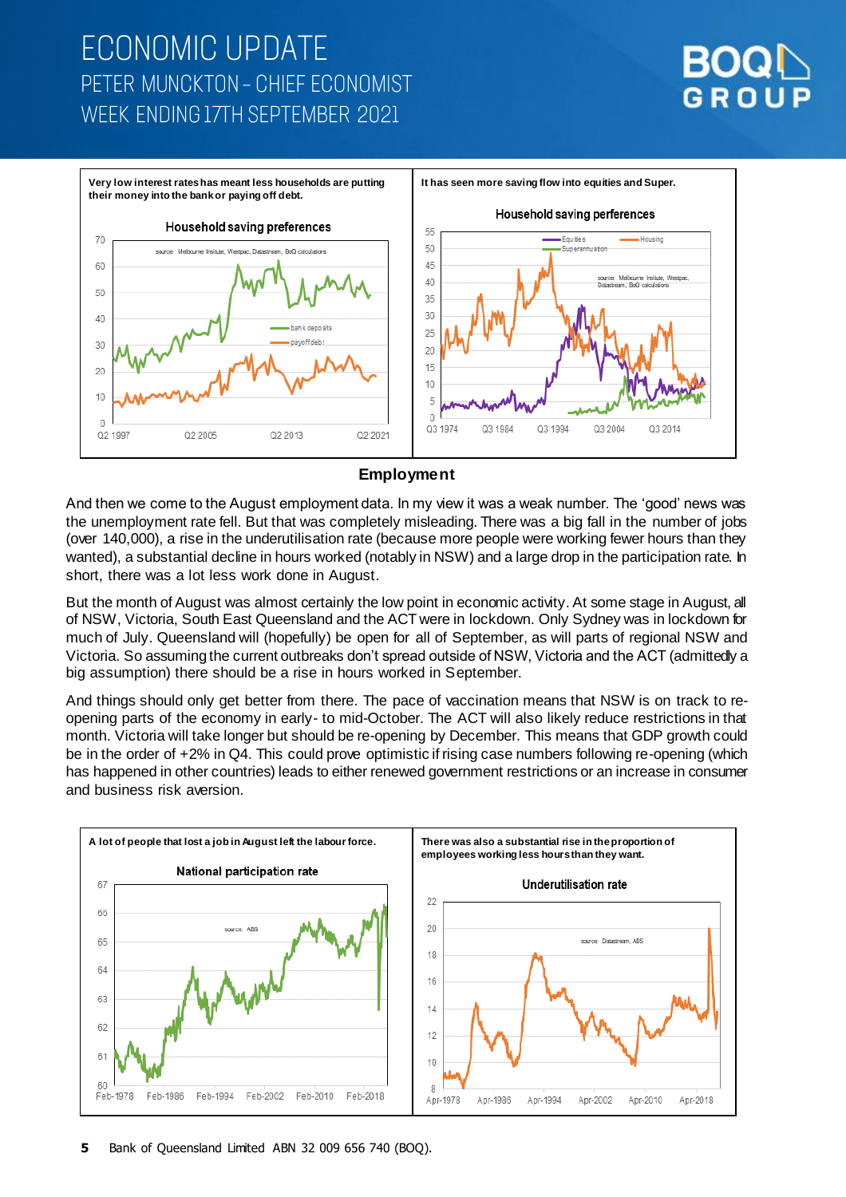Very low interest rates has meant less households are putting their money into the bank or paying off debt.

It has seen more saving flow into equities and Super.

## Employment

And then we come to the August employment data. In my view it was a weak number. The 'good' news was the unemployment rate fell. But that was completely misleading. There was a big fall in the number of jobs (over 140,000), a rise in the underutilisation rate (because more people were working fewer hours than they wanted), a substantial decline in hours worked (notably in NSW) and a large drop in the participation rate. In short, there was a lot less work done in August.

But the month of August was almost certainly the low point in economic activity. At some stage in August, all of NSW, Victoria, South East Queensland and the ACT were in lockdown. Only Sydney was in lockdown for much of July. Queensland will (hopefully) be open for all of September, as will parts of regional NSW and Victoria. So assuming the current outbreaks don't spread outside of NSW, Victoria and the ACT (admittedly a big assumption) there should be a rise in hours worked in September.

And things should only get better from there. The pace of vaccination means that NSW is on track to re-opening parts of the economy in early- to mid-October. The ACT will also likely reduce restrictions in that month. Victoria will take longer but should be re-opening by December. This means that GDP growth could be in the order of +2% in Q4. This could prove optimistic if rising case numbers following re-opening (which has happened in other countries) leads to either renewed government restrictions or an increase in consumer and business risk aversion.

A lot of people that lost a job in August left the labour force.

There was also a substantial rise in the proportion of employees working less hours than they want.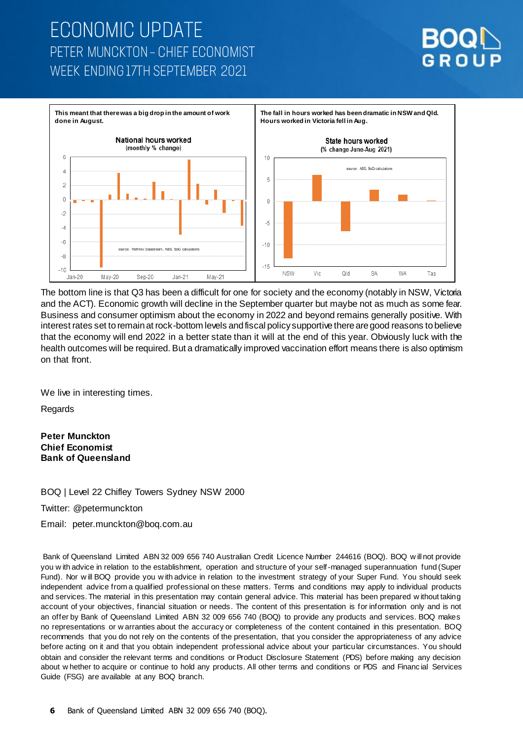This meant that there was a big drop in the amount of work done in August.

National hours worked
(monthly % change)

6
4
2
0
-2
-4
-6
-8
-10

Jan-20 May-20 Sep-20 Jan-21 May-21

source: Refinitiv Datastream, ABS, BoQ calculations

The fall in hours worked has been dramatic in NSW and Qld. Hours worked in Victoria fell in Aug.

State hours worked
(% change June-Aug 2021)

10
5
0
-5
-10
-15

NSW Vic Qld SA WA Tas

source: ABS, BoQ calculations

The bottom line is that Q3 has been a difficult for one for society and the economy (notably in NSW, Victoria and the ACT). Economic growth will decline in the September quarter but maybe not as much as some fear. Business and consumer optimism about the economy in 2022 and beyond remains generally positive. With interest rates set to remain at rock-bottom levels and fiscal policy supportive there are good reasons to believe that the economy will end 2022 in a better state than it will at the end of this year. Obviously luck with the health outcomes will be required. But a dramatically improved vaccination effort means there is also optimism on that front.

We live in interesting times.

Regards

**Peter Munckton**
**Chief Economist**
**Bank of Queensland**

BOQ | Level 22 Chifley Towers Sydney NSW 2000

Twitter: @petermunckton

Email: peter.munckton@boq.com.au

Bank of Queensland Limited ABN 32 009 656 740 Australian Credit Licence Number 244616 (BOQ). BOQ will not provide you with advice in relation to the establishment, operation and structure of your self-managed superannuation fund (Super Fund). Nor will BOQ provide you with advice in relation to the investment strategy of your Super Fund. You should seek independent advice from a qualified professional on these matters. Terms and conditions may apply to individual products and services. The material in this presentation may contain general advice. This material has been prepared without taking account of your objectives, financial situation or needs. The content of this presentation is for information only and is not an offer by Bank of Queensland Limited ABN 32 009 656 740 (BOQ) to provide any products and services. BOQ makes no representations or warranties about the accuracy or completeness of the content contained in this presentation. BOQ recommends that you do not rely on the contents of the presentation, that you consider the appropriateness of any advice before acting on it and that you obtain independent professional advice about your particular circumstances. You should obtain and consider the relevant terms and conditions or Product Disclosure Statement (PDS) before making any decision about whether to acquire or continue to hold any products. All other terms and conditions or PDS and Financial Services Guide (FSG) are available at any BOQ branch.